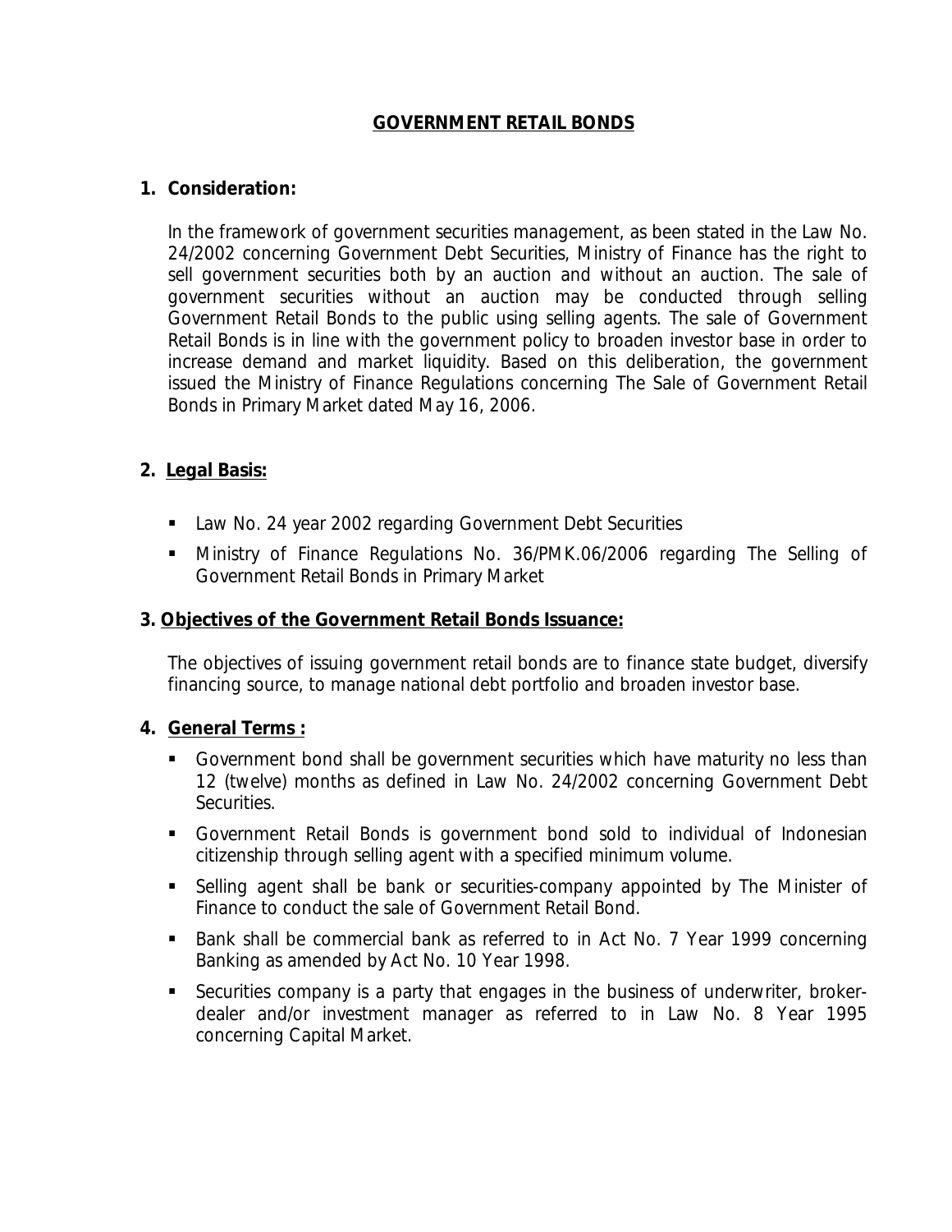# GOVERNMENT RETAIL BONDS

## 1. Consideration:

In the framework of government securities management, as been stated in the Law No. 24/2002 concerning Government Debt Securities, Ministry of Finance has the right to sell government securities both by an auction and without an auction. The sale of government securities without an auction may be conducted through selling Government Retail Bonds to the public using selling agents. The sale of Government Retail Bonds is in line with the government policy to broaden investor base in order to increase demand and market liquidity. Based on this deliberation, the government issued the Ministry of Finance Regulations concerning The Sale of Government Retail Bonds in Primary Market dated May 16, 2006.

## 2. Legal Basis:

- Law No. 24 year 2002 regarding Government Debt Securities
- Ministry of Finance Regulations No. 36/PMK.06/2006 regarding The Selling of Government Retail Bonds in Primary Market

## 3. Objectives of the Government Retail Bonds Issuance:

The objectives of issuing government retail bonds are to finance state budget, diversify financing source, to manage national debt portfolio and broaden investor base.

## 4. General Terms :

- Government bond shall be government securities which have maturity no less than 12 (twelve) months as defined in Law No. 24/2002 concerning Government Debt Securities.
- Government Retail Bonds is government bond sold to individual of Indonesian citizenship through selling agent with a specified minimum volume.
- Selling agent shall be bank or securities-company appointed by The Minister of Finance to conduct the sale of Government Retail Bond.
- Bank shall be commercial bank as referred to in Act No. 7 Year 1999 concerning Banking as amended by Act No. 10 Year 1998.
- Securities company is a party that engages in the business of underwriter, broker-dealer and/or investment manager as referred to in Law No. 8 Year 1995 concerning Capital Market.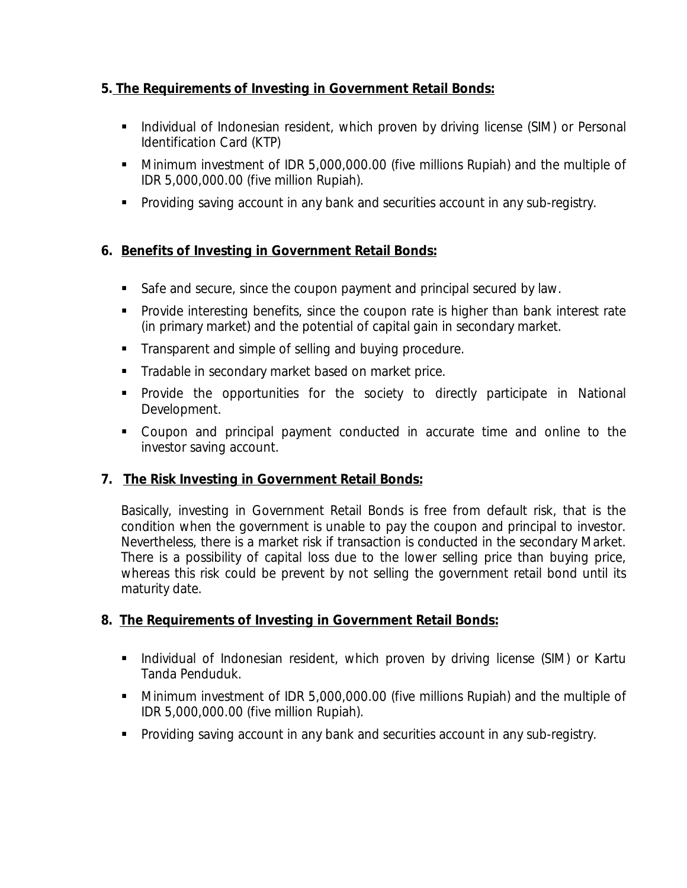**5. The Requirements of Investing in Government Retail Bonds:**

- Individual of Indonesian resident, which proven by driving license (SIM) or Personal Identification Card (KTP)
- Minimum investment of IDR 5,000,000.00 (five millions Rupiah) and the multiple of IDR 5,000,000.00 (five million Rupiah).
- Providing saving account in any bank and securities account in any sub-registry.

**6. Benefits of Investing in Government Retail Bonds:**

- Safe and secure, since the coupon payment and principal secured by law.
- Provide interesting benefits, since the coupon rate is higher than bank interest rate (in primary market) and the potential of capital gain in secondary market.
- Transparent and simple of selling and buying procedure.
- Tradable in secondary market based on market price.
- Provide the opportunities for the society to directly participate in National Development.
- Coupon and principal payment conducted in accurate time and online to the investor saving account.

**7. The Risk Investing in Government Retail Bonds:**

Basically, investing in Government Retail Bonds is free from default risk, that is the condition when the government is unable to pay the coupon and principal to investor. Nevertheless, there is a market risk if transaction is conducted in the secondary Market. There is a possibility of capital loss due to the lower selling price than buying price, whereas this risk could be prevent by not selling the government retail bond until its maturity date.

**8. The Requirements of Investing in Government Retail Bonds:**

- Individual of Indonesian resident, which proven by driving license (SIM) or Kartu Tanda Penduduk.
- Minimum investment of IDR 5,000,000.00 (five millions Rupiah) and the multiple of IDR 5,000,000.00 (five million Rupiah).
- Providing saving account in any bank and securities account in any sub-registry.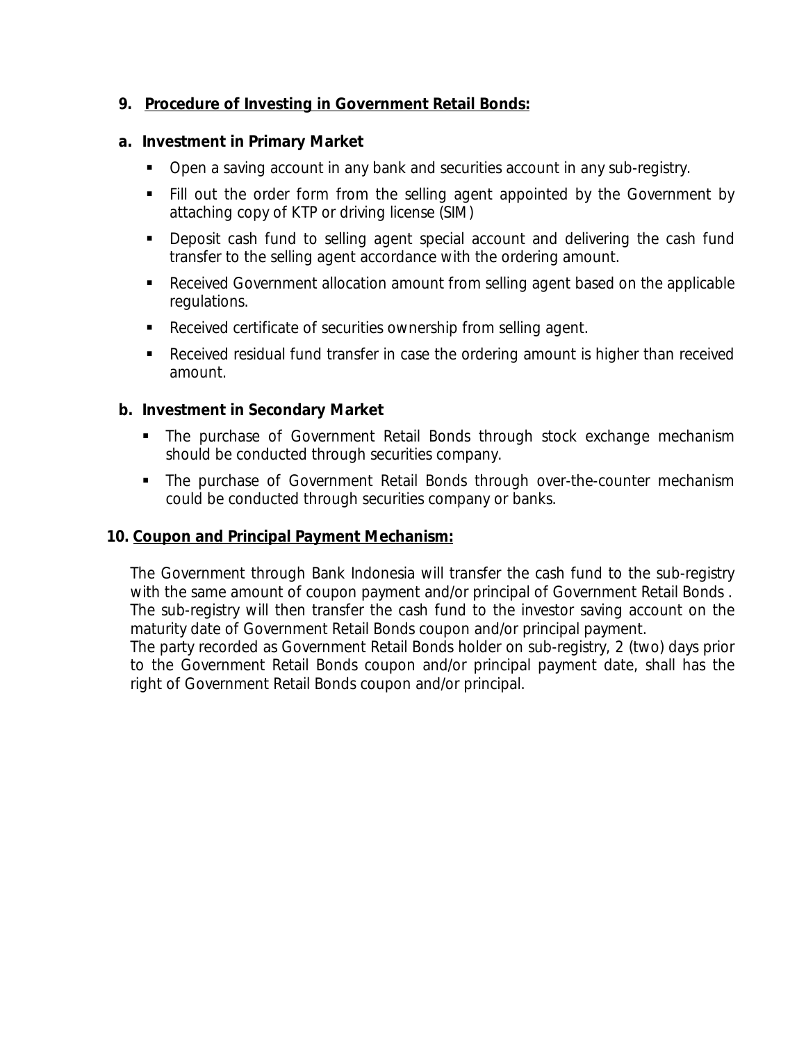## 9. <u>Procedure of Investing in Government Retail Bonds:</u>

### a. Investment in Primary Market

- Open a saving account in any bank and securities account in any sub-registry.
- Fill out the order form from the selling agent appointed by the Government by attaching copy of KTP or driving license (SIM)
- Deposit cash fund to selling agent special account and delivering the cash fund transfer to the selling agent accordance with the ordering amount.
- Received Government allocation amount from selling agent based on the applicable regulations.
- Received certificate of securities ownership from selling agent.
- Received residual fund transfer in case the ordering amount is higher than received amount.

### b. Investment in Secondary Market

- The purchase of Government Retail Bonds through stock exchange mechanism should be conducted through securities company.
- The purchase of Government Retail Bonds through over-the-counter mechanism could be conducted through securities company or banks.

## 10. <u>Coupon and Principal Payment Mechanism:</u>

The Government through Bank Indonesia will transfer the cash fund to the sub-registry with the same amount of coupon payment and/or principal of Government Retail Bonds . The sub-registry will then transfer the cash fund to the investor saving account on the maturity date of Government Retail Bonds coupon and/or principal payment.

The party recorded as Government Retail Bonds holder on sub-registry, 2 (two) days prior to the Government Retail Bonds coupon and/or principal payment date, shall has the right of Government Retail Bonds coupon and/or principal.